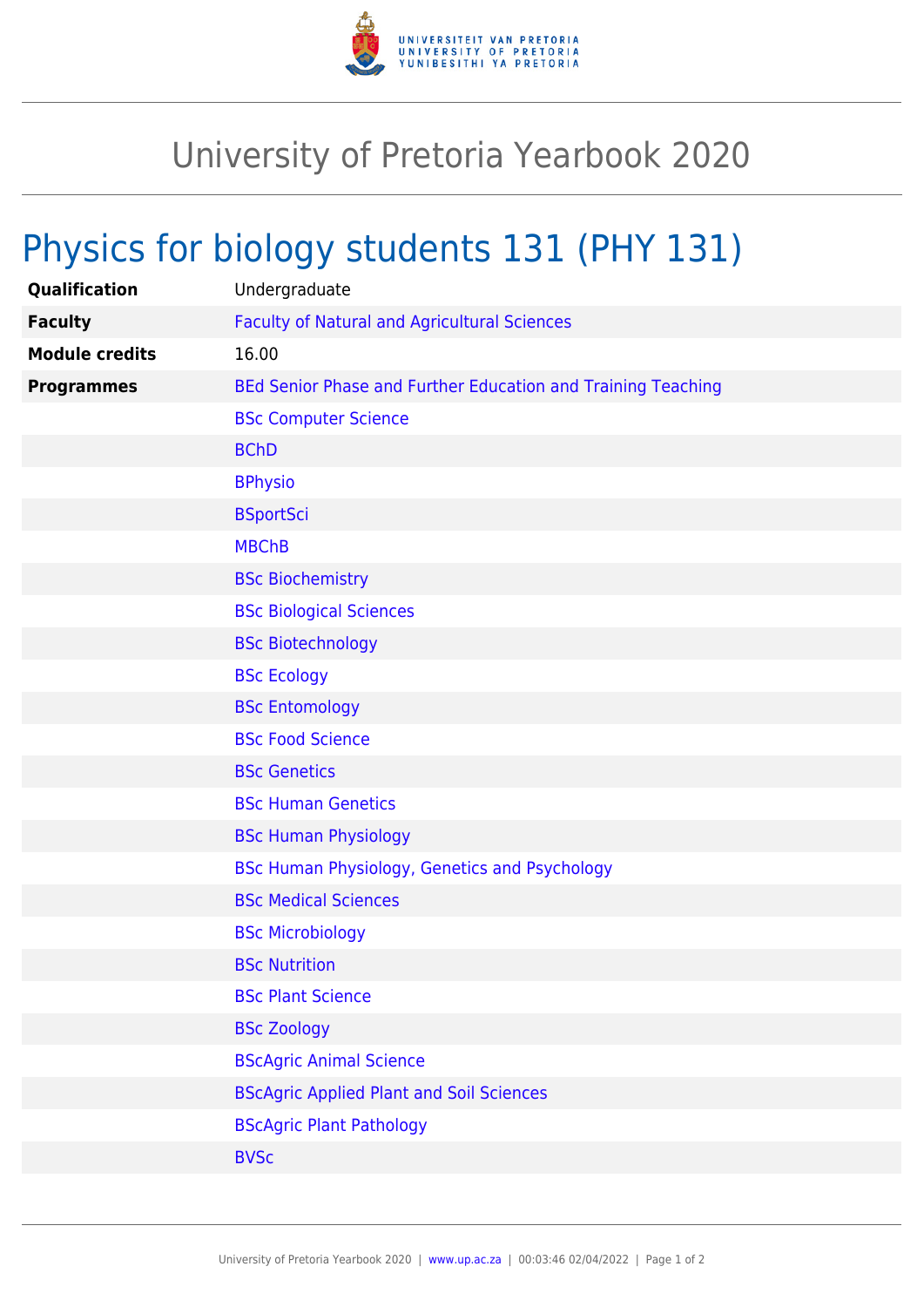# University of Pretoria Yearbook 2020

## Physics for biology students 131 (PHY 131)

| | |
|---|---|
| **Qualification** | Undergraduate |
| **Faculty** | Faculty of Natural and Agricultural Sciences |
| **Module credits** | 16.00 |
| **Programmes** | BEd Senior Phase and Further Education and Training Teaching |
| | BSc Computer Science |
| | BChD |
| | BPhysio |
| | BSportSci |
| | MBChB |
| | BSc Biochemistry |
| | BSc Biological Sciences |
| | BSc Biotechnology |
| | BSc Ecology |
| | BSc Entomology |
| | BSc Food Science |
| | BSc Genetics |
| | BSc Human Genetics |
| | BSc Human Physiology |
| | BSc Human Physiology, Genetics and Psychology |
| | BSc Medical Sciences |
| | BSc Microbiology |
| | BSc Nutrition |
| | BSc Plant Science |
| | BSc Zoology |
| | BScAgric Animal Science |
| | BScAgric Applied Plant and Soil Sciences |
| | BScAgric Plant Pathology |
| | BVSc |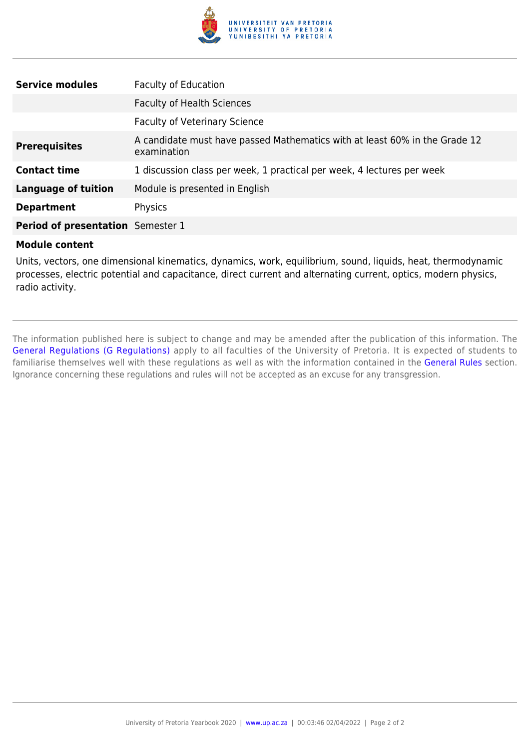| | |
|---|---|
| **Service modules** | Faculty of Education |
| | Faculty of Health Sciences |
| | Faculty of Veterinary Science |
| **Prerequisites** | A candidate must have passed Mathematics with at least 60% in the Grade 12 examination |
| **Contact time** | 1 discussion class per week, 1 practical per week, 4 lectures per week |
| **Language of tuition** | Module is presented in English |
| **Department** | Physics |
| **Period of presentation** | Semester 1 |

**Module content**

Units, vectors, one dimensional kinematics, dynamics, work, equilibrium, sound, liquids, heat, thermodynamic processes, electric potential and capacitance, direct current and alternating current, optics, modern physics, radio activity.

The information published here is subject to change and may be amended after the publication of this information. The General Regulations (G Regulations) apply to all faculties of the University of Pretoria. It is expected of students to familiarise themselves well with these regulations as well as with the information contained in the General Rules section. Ignorance concerning these regulations and rules will not be accepted as an excuse for any transgression.